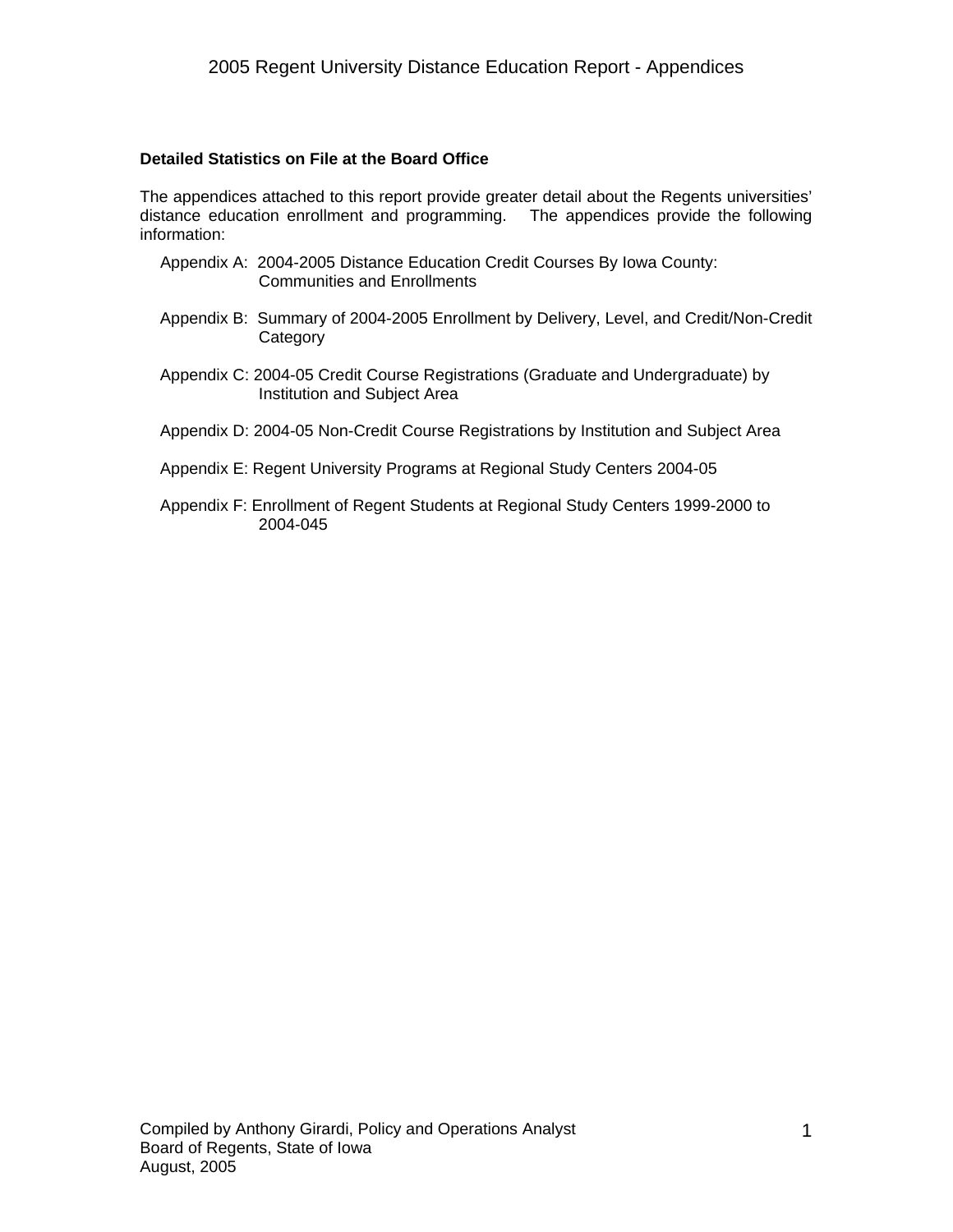# 2005 Regent University Distance Education Report - Appendices

**Detailed Statistics on File at the Board Office**

The appendices attached to this report provide greater detail about the Regents universities' distance education enrollment and programming. The appendices provide the following information:

- Appendix A: 2004-2005 Distance Education Credit Courses By Iowa County: Communities and Enrollments
- Appendix B: Summary of 2004-2005 Enrollment by Delivery, Level, and Credit/Non-Credit Category
- Appendix C: 2004-05 Credit Course Registrations (Graduate and Undergraduate) by Institution and Subject Area
- Appendix D: 2004-05 Non-Credit Course Registrations by Institution and Subject Area
- Appendix E: Regent University Programs at Regional Study Centers 2004-05
- Appendix F: Enrollment of Regent Students at Regional Study Centers 1999-2000 to 2004-045

Compiled by Anthony Girardi, Policy and Operations Analyst
Board of Regents, State of Iowa
August, 2005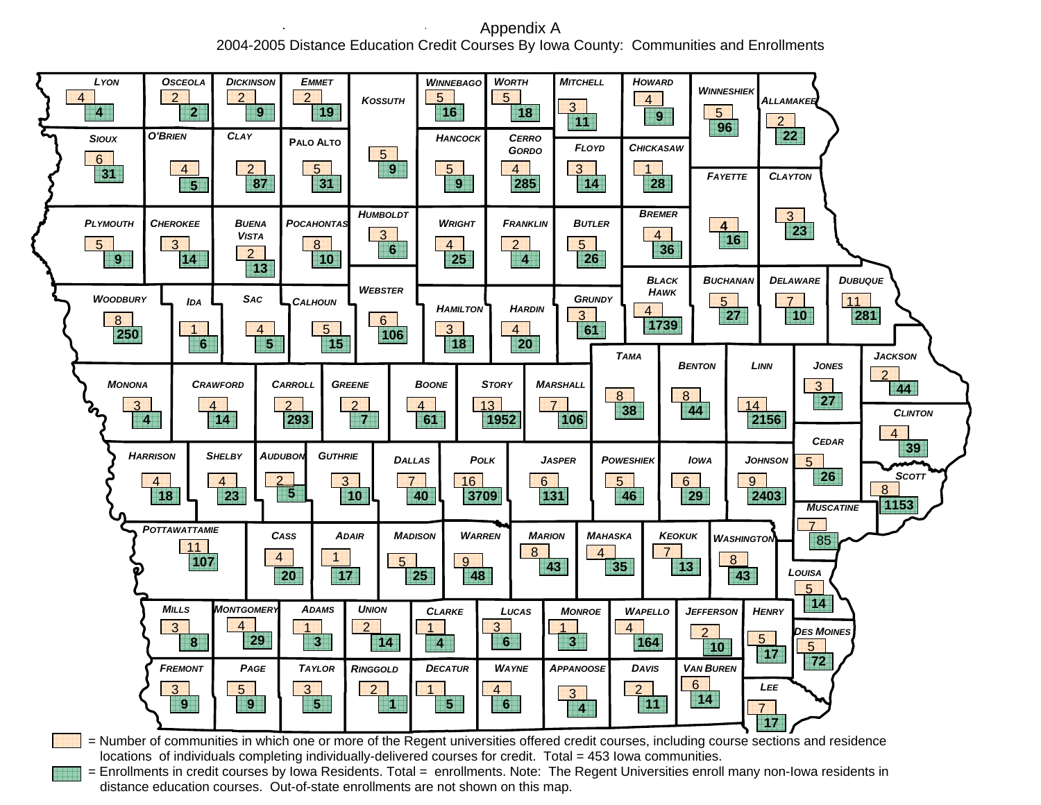# Appendix A

## 2004-2005 Distance Education Credit Courses By Iowa County: Communities and Enrollments

| County | Communities | Enrollments |
|---|---|---|
| Lyon | 4 | 4 |
| Osceola | 2 | 2 |
| Dickinson | 2 | 9 |
| Emmet | 2 | 19 |
| Kossuth | 5 | 9 |
| Winnebago | 5 | 16 |
| Worth | 5 | 18 |
| Mitchell | 3 | 11 |
| Howard | 4 | 9 |
| Winneshiek | 5 | 96 |
| Allamakee | 2 | 22 |
| Sioux | 6 | 31 |
| O'Brien | 4 | 5 |
| Clay | 2 | 87 |
| Palo Alto | 5 | 31 |
| Hancock | 5 | 9 |
| Cerro Gordo | 4 | 285 |
| Floyd | 3 | 14 |
| Chickasaw | 1 | 28 |
| Fayette | 4 | 16 |
| Clayton | 3 | 23 |
| Plymouth | 5 | 9 |
| Cherokee | 3 | 14 |
| Buena Vista | 2 | 13 |
| Pocahontas | 8 | 10 |
| Humboldt | 3 | 6 |
| Wright | 4 | 25 |
| Franklin | 2 | 4 |
| Butler | 5 | 26 |
| Bremer | 4 | 36 |
| Woodbury | 8 | 250 |
| Ida | 1 | 6 |
| Sac | 4 | 5 |
| Calhoun | 5 | 15 |
| Webster | 6 | 106 |
| Hamilton | 3 | 18 |
| Hardin | 4 | 20 |
| Grundy | 3 | 61 |
| Black Hawk | 4 | 1739 |
| Buchanan | 5 | 27 |
| Delaware | 7 | 10 |
| Dubuque | 11 | 281 |
| Monona | 3 | 4 |
| Crawford | 4 | 14 |
| Carroll | 2 | 293 |
| Greene | 2 | 7 |
| Boone | 4 | 61 |
| Story | 13 | 1952 |
| Marshall | 7 | 106 |
| Tama | 8 | 38 |
| Benton | 8 | 44 |
| Linn | 14 | 2156 |
| Jones | 3 | 27 |
| Jackson | 2 | 44 |
| Clinton | 4 | 39 |
| Harrison | 4 | 18 |
| Shelby | 4 | 23 |
| Audubon | 2 | 5 |
| Guthrie | 3 | 10 |
| Dallas | 7 | 40 |
| Polk | 16 | 3709 |
| Jasper | 6 | 131 |
| Poweshiek | 5 | 46 |
| Iowa | 6 | 29 |
| Johnson | 9 | 2403 |
| Cedar | 5 | 26 |
| Scott | 8 | 1153 |
| Muscatine | 7 | 85 |
| Pottawattamie | 11 | 107 |
| Cass | 4 | 20 |
| Adair | 1 | 17 |
| Madison | 5 | 25 |
| Warren | 9 | 48 |
| Marion | 8 | 43 |
| Mahaska | 4 | 35 |
| Keokuk | 7 | 13 |
| Washington | 8 | 43 |
| Louisa | 5 | 14 |
| Mills | 3 | 8 |
| Montgomery | 4 | 29 |
| Adams | 1 | 3 |
| Union | 2 | 14 |
| Clarke | 1 | 4 |
| Lucas | 3 | 6 |
| Monroe | 1 | 3 |
| Wapello | 4 | 164 |
| Jefferson | 2 | 10 |
| Henry | 5 | 17 |
| Des Moines | 5 | 72 |
| Fremont | 3 | 9 |
| Page | 5 | 9 |
| Taylor | 3 | 5 |
| Ringgold | 2 | 1 |
| Decatur | 1 | 5 |
| Wayne | 4 | 6 |
| Appanoose | 3 | 4 |
| Davis | 2 | 11 |
| Van Buren | 6 | 14 |
| Lee | 7 | 17 |

Communities = Number of communities in which one or more of the Regent universities offered credit courses, including course sections and residence locations of individuals completing individually-delivered courses for credit. Total = 453 Iowa communities.

Enrollments = Enrollments in credit courses by Iowa Residents. Total = enrollments. Note: The Regent Universities enroll many non-Iowa residents in distance education courses. Out-of-state enrollments are not shown on this map.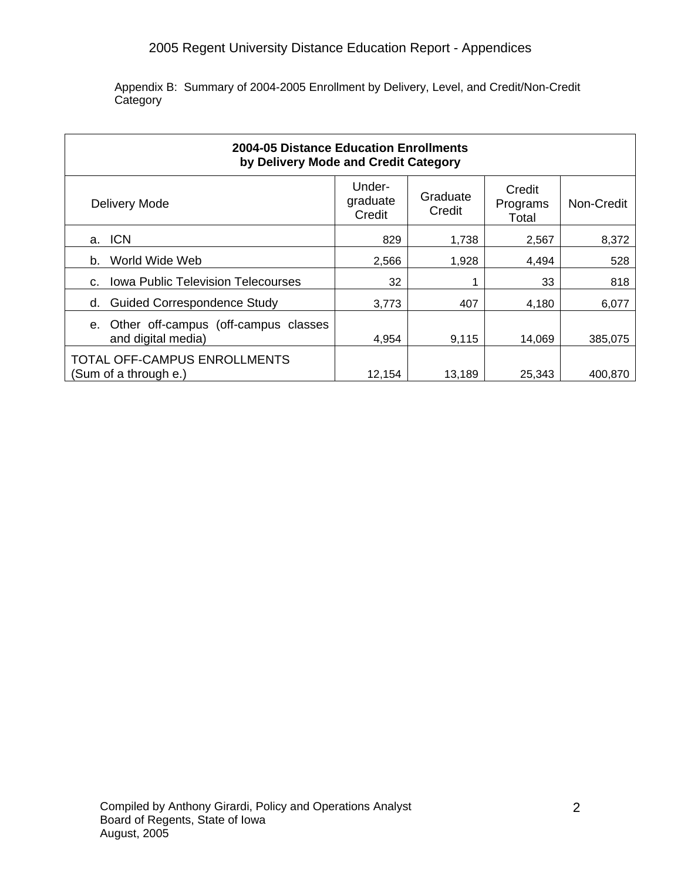Appendix B: Summary of 2004-2005 Enrollment by Delivery, Level, and Credit/Non-Credit Category

| **2004-05 Distance Education Enrollments by Delivery Mode and Credit Category** | | | | |
|---|---|---|---|---|
| Delivery Mode | Under-graduate Credit | Graduate Credit | Credit Programs Total | Non-Credit |
| a. ICN | 829 | 1,738 | 2,567 | 8,372 |
| b. World Wide Web | 2,566 | 1,928 | 4,494 | 528 |
| c. Iowa Public Television Telecourses | 32 | 1 | 33 | 818 |
| d. Guided Correspondence Study | 3,773 | 407 | 4,180 | 6,077 |
| e. Other off-campus (off-campus classes and digital media) | 4,954 | 9,115 | 14,069 | 385,075 |
| TOTAL OFF-CAMPUS ENROLLMENTS (Sum of a through e.) | 12,154 | 13,189 | 25,343 | 400,870 |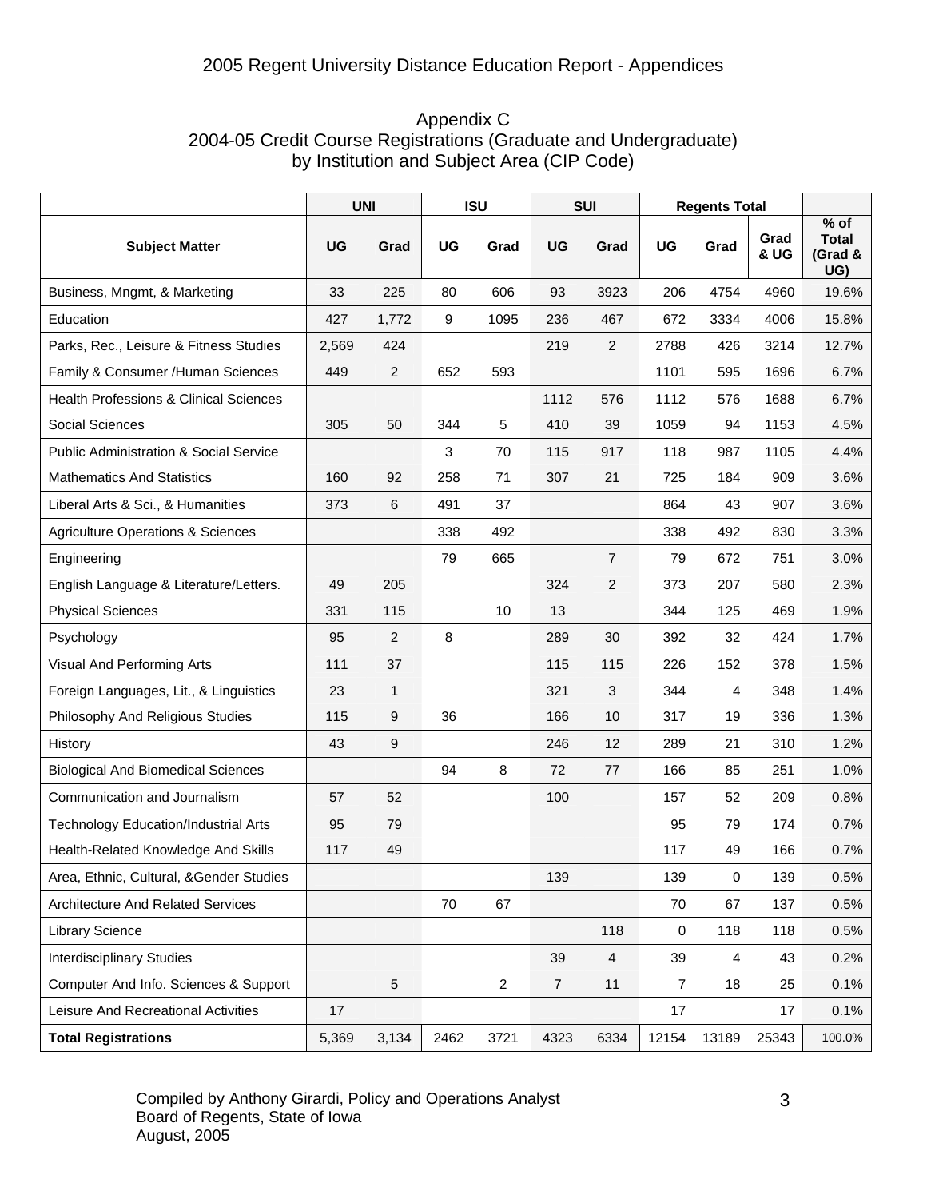2005 Regent University Distance Education Report - Appendices

## Appendix C
## 2004-05 Credit Course Registrations (Graduate and Undergraduate) by Institution and Subject Area (CIP Code)

| Subject Matter | UNI | | ISU | | SUI | | Regents Total | | | % of Total (Grad & UG) |
|---|---|---|---|---|---|---|---|---|---|---|
| | UG | Grad | UG | Grad | UG | Grad | UG | Grad | Grad & UG | |
| Business, Mngmt, & Marketing | 33 | 225 | 80 | 606 | 93 | 3923 | 206 | 4754 | 4960 | 19.6% |
| Education | 427 | 1,772 | 9 | 1095 | 236 | 467 | 672 | 3334 | 4006 | 15.8% |
| Parks, Rec., Leisure & Fitness Studies | 2,569 | 424 | | | 219 | 2 | 2788 | 426 | 3214 | 12.7% |
| Family & Consumer /Human Sciences | 449 | 2 | 652 | 593 | | | 1101 | 595 | 1696 | 6.7% |
| Health Professions & Clinical Sciences | | | | | 1112 | 576 | 1112 | 576 | 1688 | 6.7% |
| Social Sciences | 305 | 50 | 344 | 5 | 410 | 39 | 1059 | 94 | 1153 | 4.5% |
| Public Administration & Social Service | | | 3 | 70 | 115 | 917 | 118 | 987 | 1105 | 4.4% |
| Mathematics And Statistics | 160 | 92 | 258 | 71 | 307 | 21 | 725 | 184 | 909 | 3.6% |
| Liberal Arts & Sci., & Humanities | 373 | 6 | 491 | 37 | | | 864 | 43 | 907 | 3.6% |
| Agriculture Operations & Sciences | | | 338 | 492 | | | 338 | 492 | 830 | 3.3% |
| Engineering | | | 79 | 665 | | 7 | 79 | 672 | 751 | 3.0% |
| English Language & Literature/Letters. | 49 | 205 | | | 324 | 2 | 373 | 207 | 580 | 2.3% |
| Physical Sciences | 331 | 115 | | 10 | 13 | | 344 | 125 | 469 | 1.9% |
| Psychology | 95 | 2 | 8 | | 289 | 30 | 392 | 32 | 424 | 1.7% |
| Visual And Performing Arts | 111 | 37 | | | 115 | 115 | 226 | 152 | 378 | 1.5% |
| Foreign Languages, Lit., & Linguistics | 23 | 1 | | | 321 | 3 | 344 | 4 | 348 | 1.4% |
| Philosophy And Religious Studies | 115 | 9 | 36 | | 166 | 10 | 317 | 19 | 336 | 1.3% |
| History | 43 | 9 | | | 246 | 12 | 289 | 21 | 310 | 1.2% |
| Biological And Biomedical Sciences | | | 94 | 8 | 72 | 77 | 166 | 85 | 251 | 1.0% |
| Communication and Journalism | 57 | 52 | | | 100 | | 157 | 52 | 209 | 0.8% |
| Technology Education/Industrial Arts | 95 | 79 | | | | | 95 | 79 | 174 | 0.7% |
| Health-Related Knowledge And Skills | 117 | 49 | | | | | 117 | 49 | 166 | 0.7% |
| Area, Ethnic, Cultural, &Gender Studies | | | | | 139 | | 139 | 0 | 139 | 0.5% |
| Architecture And Related Services | | | 70 | 67 | | | 70 | 67 | 137 | 0.5% |
| Library Science | | | | | | 118 | 0 | 118 | 118 | 0.5% |
| Interdisciplinary Studies | | | | | 39 | 4 | 39 | 4 | 43 | 0.2% |
| Computer And Info. Sciences & Support | | 5 | | 2 | 7 | 11 | 7 | 18 | 25 | 0.1% |
| Leisure And Recreational Activities | 17 | | | | | | 17 | | 17 | 0.1% |
| **Total Registrations** | 5,369 | 3,134 | 2462 | 3721 | 4323 | 6334 | 12154 | 13189 | 25343 | 100.0% |

Compiled by Anthony Girardi, Policy and Operations Analyst
Board of Regents, State of Iowa
August, 2005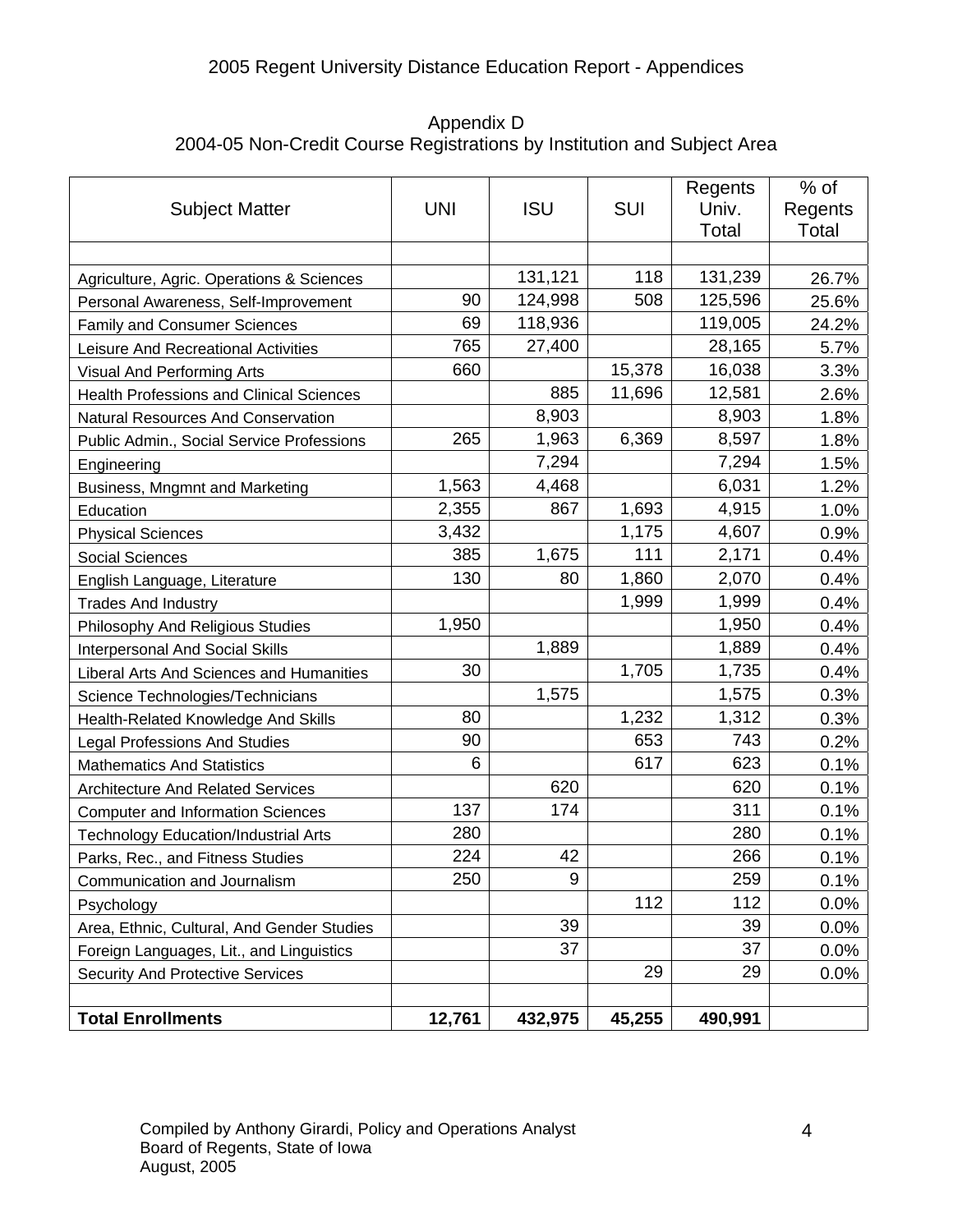## Appendix D
## 2004-05 Non-Credit Course Registrations by Institution and Subject Area

| Subject Matter | UNI | ISU | SUI | Regents Univ. Total | % of Regents Total |
|---|---|---|---|---|---|
| Agriculture, Agric. Operations & Sciences | | 131,121 | 118 | 131,239 | 26.7% |
| Personal Awareness, Self-Improvement | 90 | 124,998 | 508 | 125,596 | 25.6% |
| Family and Consumer Sciences | 69 | 118,936 | | 119,005 | 24.2% |
| Leisure And Recreational Activities | 765 | 27,400 | | 28,165 | 5.7% |
| Visual And Performing Arts | 660 | | 15,378 | 16,038 | 3.3% |
| Health Professions and Clinical Sciences | | 885 | 11,696 | 12,581 | 2.6% |
| Natural Resources And Conservation | | 8,903 | | 8,903 | 1.8% |
| Public Admin., Social Service Professions | 265 | 1,963 | 6,369 | 8,597 | 1.8% |
| Engineering | | 7,294 | | 7,294 | 1.5% |
| Business, Mngmnt and Marketing | 1,563 | 4,468 | | 6,031 | 1.2% |
| Education | 2,355 | 867 | 1,693 | 4,915 | 1.0% |
| Physical Sciences | 3,432 | | 1,175 | 4,607 | 0.9% |
| Social Sciences | 385 | 1,675 | 111 | 2,171 | 0.4% |
| English Language, Literature | 130 | 80 | 1,860 | 2,070 | 0.4% |
| Trades And Industry | | | 1,999 | 1,999 | 0.4% |
| Philosophy And Religious Studies | 1,950 | | | 1,950 | 0.4% |
| Interpersonal And Social Skills | | 1,889 | | 1,889 | 0.4% |
| Liberal Arts And Sciences and Humanities | 30 | | 1,705 | 1,735 | 0.4% |
| Science Technologies/Technicians | | 1,575 | | 1,575 | 0.3% |
| Health-Related Knowledge And Skills | 80 | | 1,232 | 1,312 | 0.3% |
| Legal Professions And Studies | 90 | | 653 | 743 | 0.2% |
| Mathematics And Statistics | 6 | | 617 | 623 | 0.1% |
| Architecture And Related Services | | 620 | | 620 | 0.1% |
| Computer and Information Sciences | 137 | 174 | | 311 | 0.1% |
| Technology Education/Industrial Arts | 280 | | | 280 | 0.1% |
| Parks, Rec., and Fitness Studies | 224 | 42 | | 266 | 0.1% |
| Communication and Journalism | 250 | 9 | | 259 | 0.1% |
| Psychology | | | 112 | 112 | 0.0% |
| Area, Ethnic, Cultural, And Gender Studies | | 39 | | 39 | 0.0% |
| Foreign Languages, Lit., and Linguistics | | 37 | | 37 | 0.0% |
| Security And Protective Services | | | 29 | 29 | 0.0% |
| **Total Enrollments** | **12,761** | **432,975** | **45,255** | **490,991** | |

Compiled by Anthony Girardi, Policy and Operations Analyst
Board of Regents, State of Iowa
August, 2005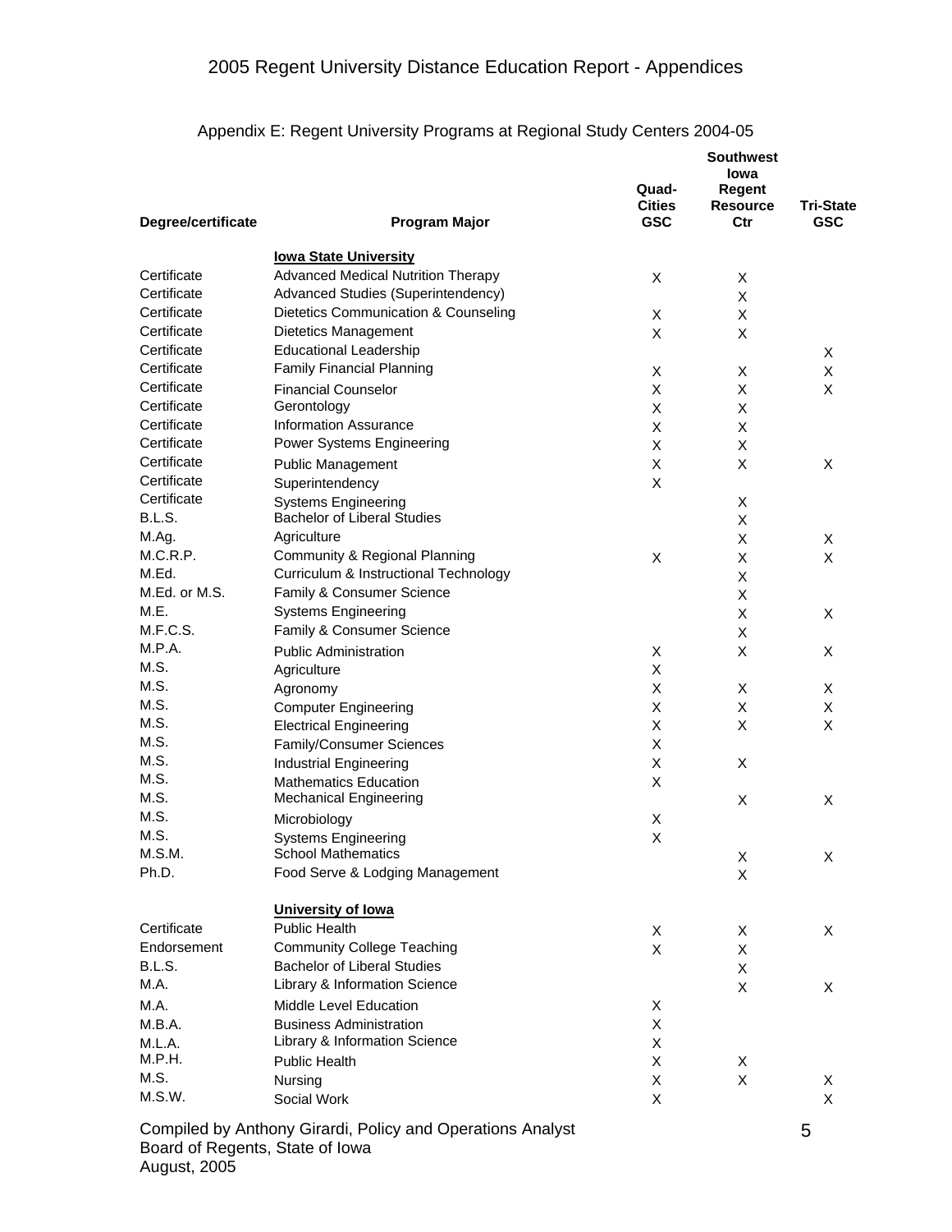## 2005 Regent University Distance Education Report - Appendices

### Appendix E: Regent University Programs at Regional Study Centers 2004-05

| Degree/certificate | Program Major | Quad-Cities GSC | Southwest Iowa Regent Resource Ctr | Tri-State GSC |
|---|---|---|---|---|
| | **Iowa State University** | | | |
| Certificate | Advanced Medical Nutrition Therapy | X | X | |
| Certificate | Advanced Studies (Superintendency) | | X | |
| Certificate | Dietetics Communication & Counseling | X | X | |
| Certificate | Dietetics Management | X | X | |
| Certificate | Educational Leadership | | | X |
| Certificate | Family Financial Planning | X | X | X |
| Certificate | Financial Counselor | X | X | X |
| Certificate | Gerontology | X | X | |
| Certificate | Information Assurance | X | X | |
| Certificate | Power Systems Engineering | X | X | |
| Certificate | Public Management | X | X | X |
| Certificate | Superintendency | X | | |
| Certificate | Systems Engineering | | X | |
| B.L.S. | Bachelor of Liberal Studies | | X | |
| M.Ag. | Agriculture | | X | X |
| M.C.R.P. | Community & Regional Planning | X | X | X |
| M.Ed. | Curriculum & Instructional Technology | | X | |
| M.Ed. or M.S. | Family & Consumer Science | | X | |
| M.E. | Systems Engineering | | X | X |
| M.F.C.S. | Family & Consumer Science | | X | |
| M.P.A. | Public Administration | X | X | X |
| M.S. | Agriculture | X | | |
| M.S. | Agronomy | X | X | X |
| M.S. | Computer Engineering | X | X | X |
| M.S. | Electrical Engineering | X | X | X |
| M.S. | Family/Consumer Sciences | X | | |
| M.S. | Industrial Engineering | X | X | |
| M.S. | Mathematics Education | X | | |
| M.S. | Mechanical Engineering | | X | X |
| M.S. | Microbiology | X | | |
| M.S. | Systems Engineering | X | | |
| M.S.M. | School Mathematics | | X | X |
| Ph.D. | Food Serve & Lodging Management | | X | |
| | **University of Iowa** | | | |
| Certificate | Public Health | X | X | X |
| Endorsement | Community College Teaching | X | X | |
| B.L.S. | Bachelor of Liberal Studies | | X | |
| M.A. | Library & Information Science | | X | X |
| M.A. | Middle Level Education | X | | |
| M.B.A. | Business Administration | X | | |
| M.L.A. | Library & Information Science | X | | |
| M.P.H. | Public Health | X | X | |
| M.S. | Nursing | X | X | X |
| M.S.W. | Social Work | X | | X |

Compiled by Anthony Girardi, Policy and Operations Analyst
Board of Regents, State of Iowa
August, 2005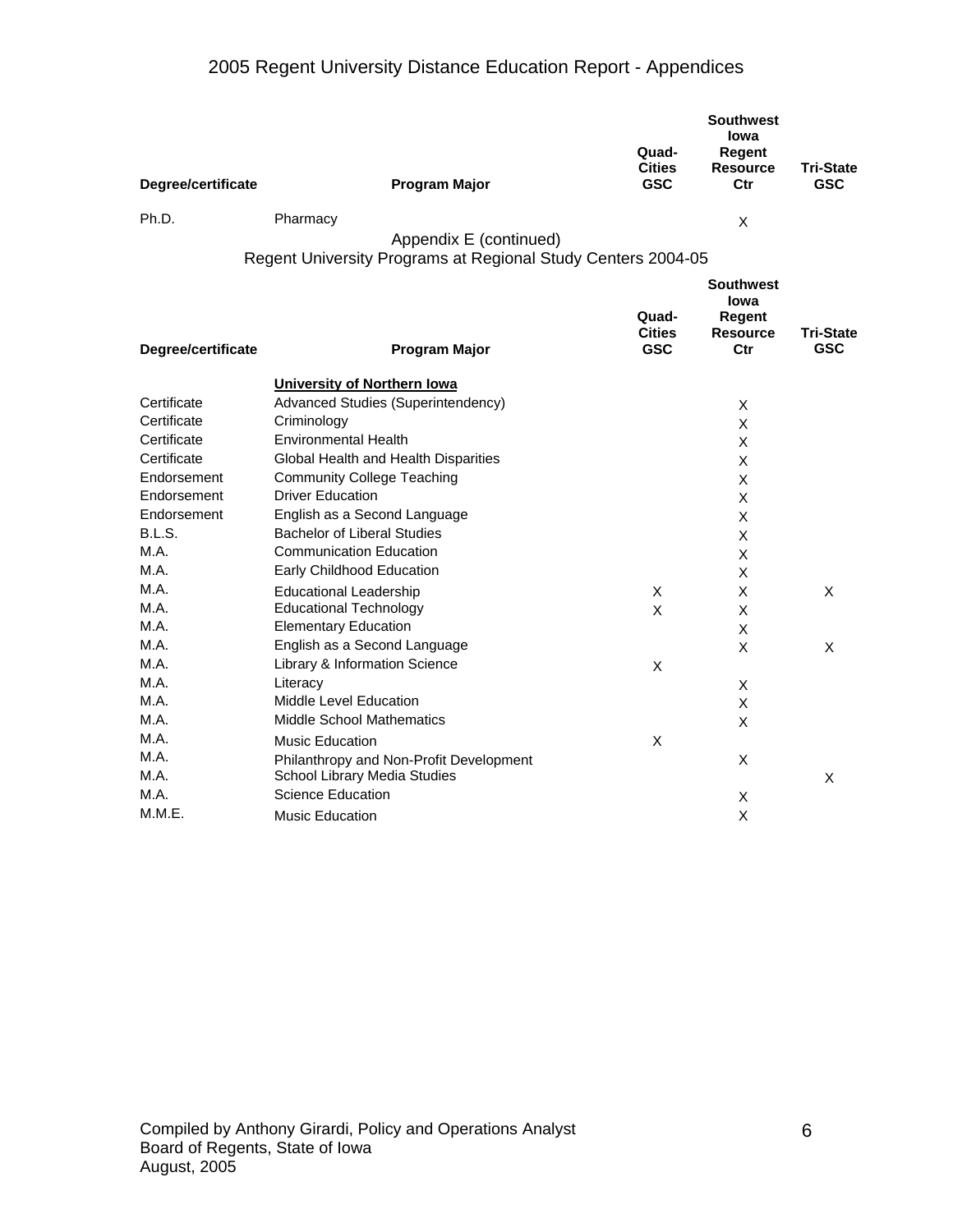| Degree/certificate | Program Major | Quad-Cities GSC | Southwest Iowa Regent Resource Ctr | Tri-State GSC |
|---|---|---|---|---|
| Ph.D. | Pharmacy | | X | |

## Appendix E (continued)
## Regent University Programs at Regional Study Centers 2004-05

| Degree/certificate | Program Major | Quad-Cities GSC | Southwest Iowa Regent Resource Ctr | Tri-State GSC |
|---|---|---|---|---|
| | **University of Northern Iowa** | | | |
| Certificate | Advanced Studies (Superintendency) | | X | |
| Certificate | Criminology | | X | |
| Certificate | Environmental Health | | X | |
| Certificate | Global Health and Health Disparities | | X | |
| Endorsement | Community College Teaching | | X | |
| Endorsement | Driver Education | | X | |
| Endorsement | English as a Second Language | | X | |
| B.L.S. | Bachelor of Liberal Studies | | X | |
| M.A. | Communication Education | | X | |
| M.A. | Early Childhood Education | | X | |
| M.A. | Educational Leadership | X | X | X |
| M.A. | Educational Technology | X | X | |
| M.A. | Elementary Education | | X | |
| M.A. | English as a Second Language | | X | X |
| M.A. | Library & Information Science | X | | |
| M.A. | Literacy | | X | |
| M.A. | Middle Level Education | | X | |
| M.A. | Middle School Mathematics | | X | |
| M.A. | Music Education | X | | |
| M.A. | Philanthropy and Non-Profit Development | | X | |
| M.A. | School Library Media Studies | | | X |
| M.A. | Science Education | | X | |
| M.M.E. | Music Education | | X | |

Compiled by Anthony Girardi, Policy and Operations Analyst
Board of Regents, State of Iowa
August, 2005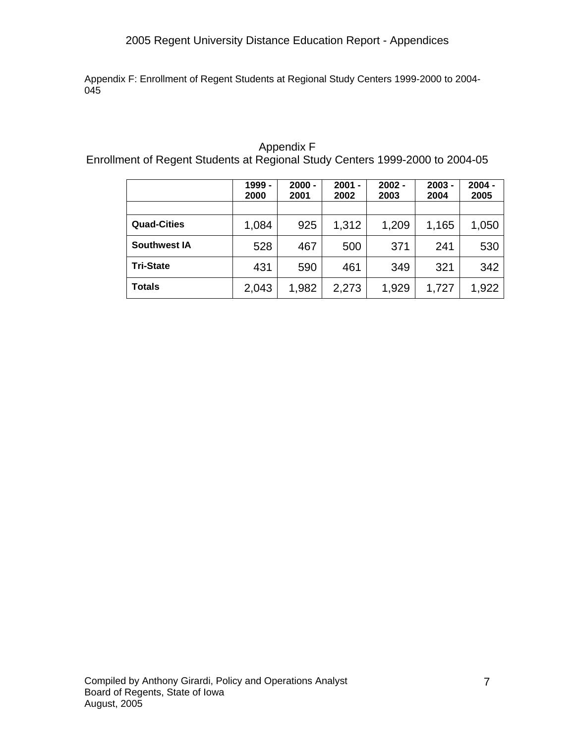Appendix F: Enrollment of Regent Students at Regional Study Centers 1999-2000 to 2004-045

## Appendix F
## Enrollment of Regent Students at Regional Study Centers 1999-2000 to 2004-05

| | 1999 - 2000 | 2000 - 2001 | 2001 - 2002 | 2002 - 2003 | 2003 - 2004 | 2004 - 2005 |
|---|---|---|---|---|---|---|
| | | | | | | |
| **Quad-Cities** | 1,084 | 925 | 1,312 | 1,209 | 1,165 | 1,050 |
| **Southwest IA** | 528 | 467 | 500 | 371 | 241 | 530 |
| **Tri-State** | 431 | 590 | 461 | 349 | 321 | 342 |
| **Totals** | 2,043 | 1,982 | 2,273 | 1,929 | 1,727 | 1,922 |